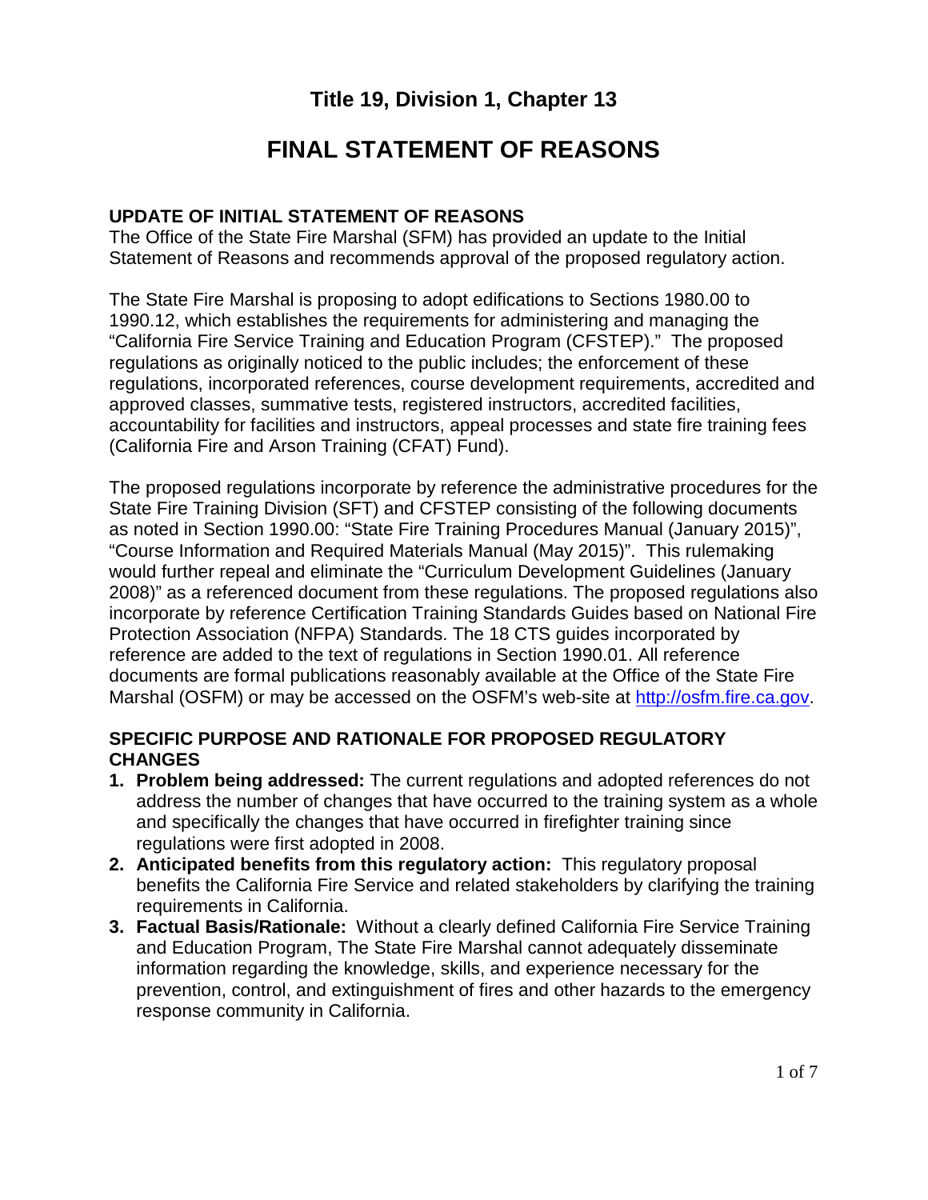# Title 19, Division 1, Chapter 13

# FINAL STATEMENT OF REASONS

### UPDATE OF INITIAL STATEMENT OF REASONS

The Office of the State Fire Marshal (SFM) has provided an update to the Initial Statement of Reasons and recommends approval of the proposed regulatory action.

The State Fire Marshal is proposing to adopt edifications to Sections 1980.00 to 1990.12, which establishes the requirements for administering and managing the "California Fire Service Training and Education Program (CFSTEP)." The proposed regulations as originally noticed to the public includes; the enforcement of these regulations, incorporated references, course development requirements, accredited and approved classes, summative tests, registered instructors, accredited facilities, accountability for facilities and instructors, appeal processes and state fire training fees (California Fire and Arson Training (CFAT) Fund).

The proposed regulations incorporate by reference the administrative procedures for the State Fire Training Division (SFT) and CFSTEP consisting of the following documents as noted in Section 1990.00: "State Fire Training Procedures Manual (January 2015)", "Course Information and Required Materials Manual (May 2015)". This rulemaking would further repeal and eliminate the "Curriculum Development Guidelines (January 2008)" as a referenced document from these regulations. The proposed regulations also incorporate by reference Certification Training Standards Guides based on National Fire Protection Association (NFPA) Standards. The 18 CTS guides incorporated by reference are added to the text of regulations in Section 1990.01. All reference documents are formal publications reasonably available at the Office of the State Fire Marshal (OSFM) or may be accessed on the OSFM's web-site at http://osfm.fire.ca.gov.

### SPECIFIC PURPOSE AND RATIONALE FOR PROPOSED REGULATORY CHANGES

1. **Problem being addressed:** The current regulations and adopted references do not address the number of changes that have occurred to the training system as a whole and specifically the changes that have occurred in firefighter training since regulations were first adopted in 2008.
2. **Anticipated benefits from this regulatory action:** This regulatory proposal benefits the California Fire Service and related stakeholders by clarifying the training requirements in California.
3. **Factual Basis/Rationale:** Without a clearly defined California Fire Service Training and Education Program, The State Fire Marshal cannot adequately disseminate information regarding the knowledge, skills, and experience necessary for the prevention, control, and extinguishment of fires and other hazards to the emergency response community in California.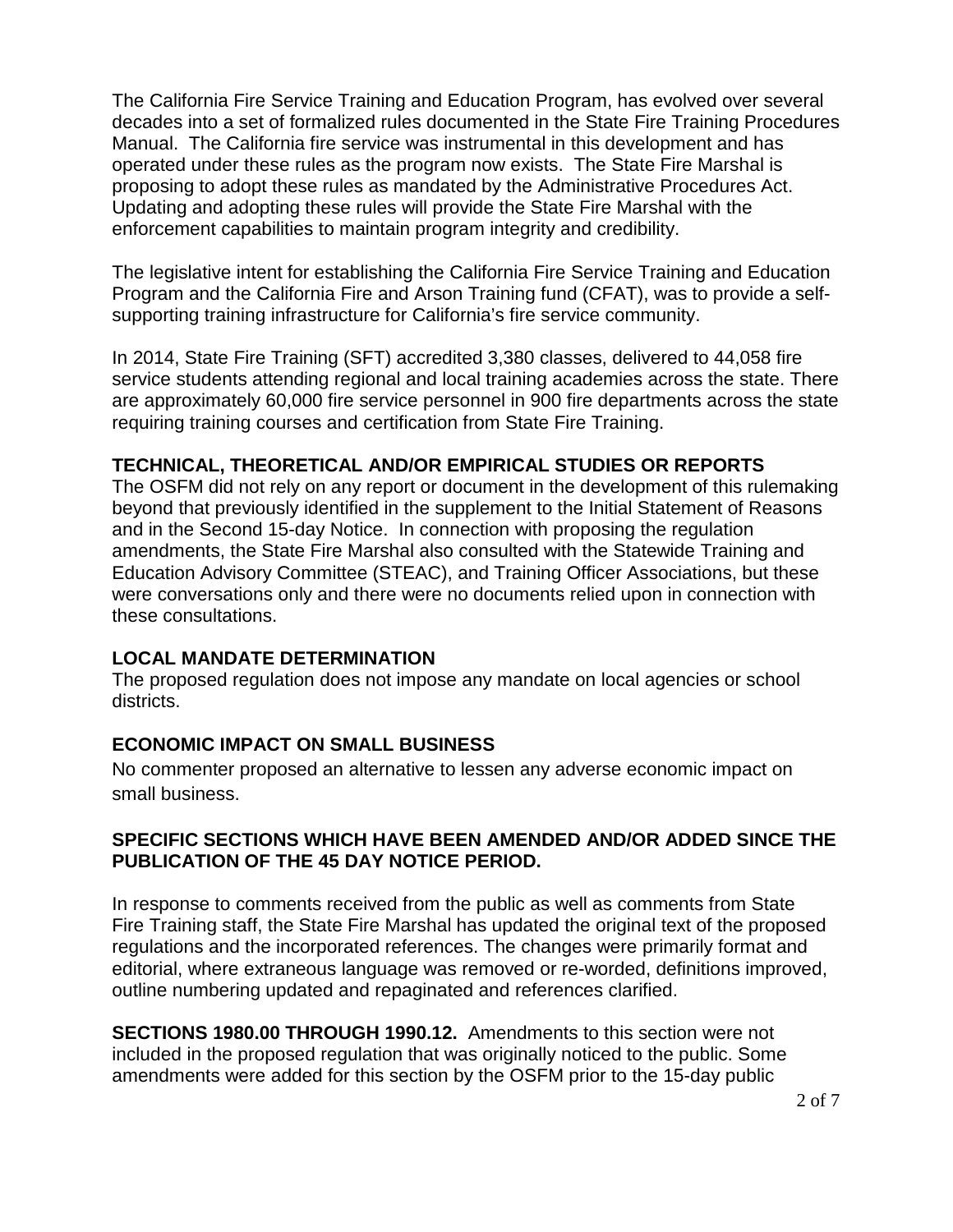The California Fire Service Training and Education Program, has evolved over several decades into a set of formalized rules documented in the State Fire Training Procedures Manual. The California fire service was instrumental in this development and has operated under these rules as the program now exists. The State Fire Marshal is proposing to adopt these rules as mandated by the Administrative Procedures Act. Updating and adopting these rules will provide the State Fire Marshal with the enforcement capabilities to maintain program integrity and credibility.

The legislative intent for establishing the California Fire Service Training and Education Program and the California Fire and Arson Training fund (CFAT), was to provide a self-supporting training infrastructure for California's fire service community.

In 2014, State Fire Training (SFT) accredited 3,380 classes, delivered to 44,058 fire service students attending regional and local training academies across the state. There are approximately 60,000 fire service personnel in 900 fire departments across the state requiring training courses and certification from State Fire Training.

## TECHNICAL, THEORETICAL AND/OR EMPIRICAL STUDIES OR REPORTS

The OSFM did not rely on any report or document in the development of this rulemaking beyond that previously identified in the supplement to the Initial Statement of Reasons and in the Second 15-day Notice. In connection with proposing the regulation amendments, the State Fire Marshal also consulted with the Statewide Training and Education Advisory Committee (STEAC), and Training Officer Associations, but these were conversations only and there were no documents relied upon in connection with these consultations.

## LOCAL MANDATE DETERMINATION

The proposed regulation does not impose any mandate on local agencies or school districts.

## ECONOMIC IMPACT ON SMALL BUSINESS

No commenter proposed an alternative to lessen any adverse economic impact on small business.

## SPECIFIC SECTIONS WHICH HAVE BEEN AMENDED AND/OR ADDED SINCE THE PUBLICATION OF THE 45 DAY NOTICE PERIOD.

In response to comments received from the public as well as comments from State Fire Training staff, the State Fire Marshal has updated the original text of the proposed regulations and the incorporated references. The changes were primarily format and editorial, where extraneous language was removed or re-worded, definitions improved, outline numbering updated and repaginated and references clarified.

**SECTIONS 1980.00 THROUGH 1990.12.** Amendments to this section were not included in the proposed regulation that was originally noticed to the public. Some amendments were added for this section by the OSFM prior to the 15-day public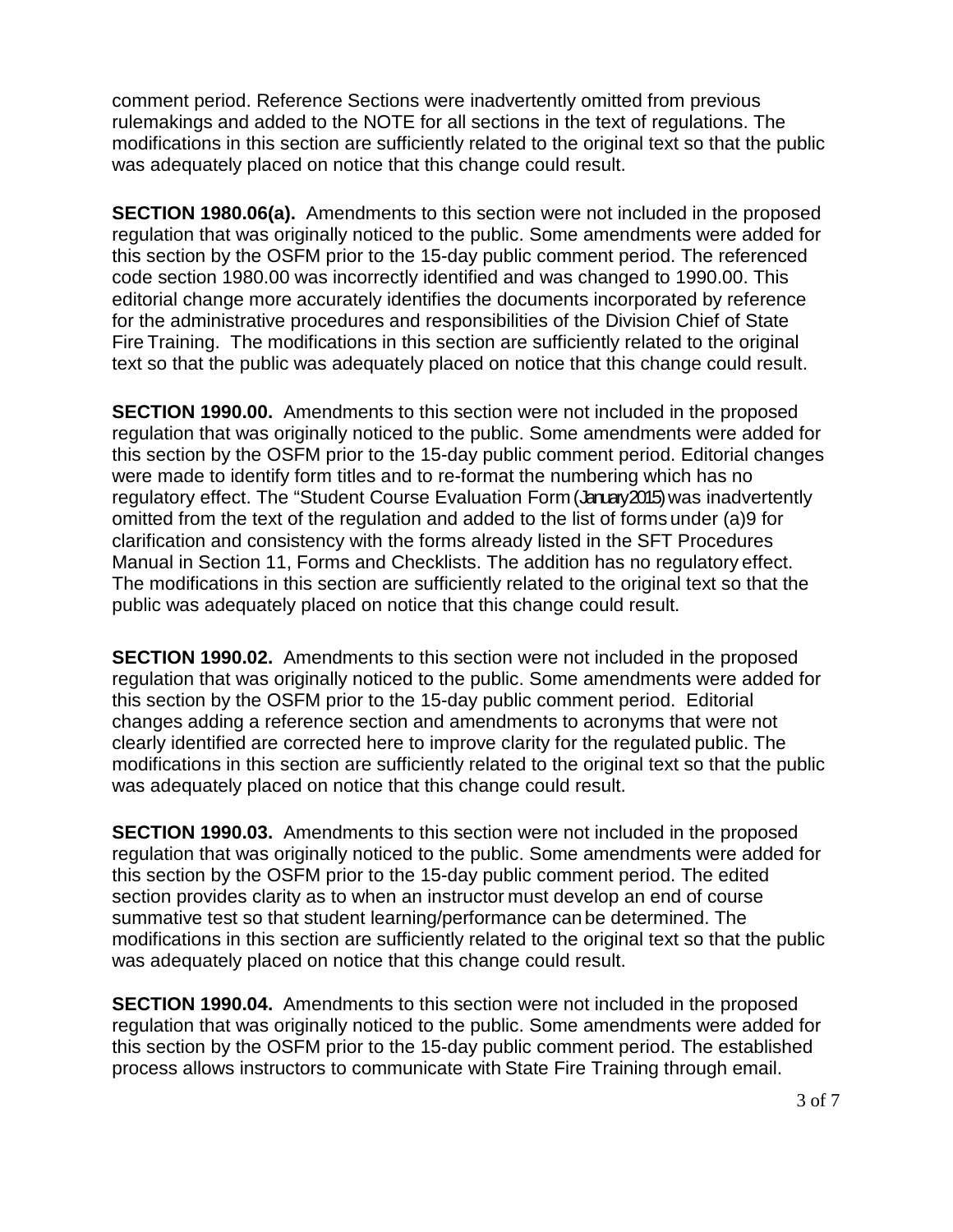comment period. Reference Sections were inadvertently omitted from previous rulemakings and added to the NOTE for all sections in the text of regulations. The modifications in this section are sufficiently related to the original text so that the public was adequately placed on notice that this change could result.

**SECTION 1980.06(a).** Amendments to this section were not included in the proposed regulation that was originally noticed to the public. Some amendments were added for this section by the OSFM prior to the 15-day public comment period. The referenced code section 1980.00 was incorrectly identified and was changed to 1990.00. This editorial change more accurately identifies the documents incorporated by reference for the administrative procedures and responsibilities of the Division Chief of State Fire Training. The modifications in this section are sufficiently related to the original text so that the public was adequately placed on notice that this change could result.

**SECTION 1990.00.** Amendments to this section were not included in the proposed regulation that was originally noticed to the public. Some amendments were added for this section by the OSFM prior to the 15-day public comment period. Editorial changes were made to identify form titles and to re-format the numbering which has no regulatory effect. The "Student Course Evaluation Form (January 2015) was inadvertently omitted from the text of the regulation and added to the list of forms under (a)9 for clarification and consistency with the forms already listed in the SFT Procedures Manual in Section 11, Forms and Checklists. The addition has no regulatory effect. The modifications in this section are sufficiently related to the original text so that the public was adequately placed on notice that this change could result.

**SECTION 1990.02.** Amendments to this section were not included in the proposed regulation that was originally noticed to the public. Some amendments were added for this section by the OSFM prior to the 15-day public comment period. Editorial changes adding a reference section and amendments to acronyms that were not clearly identified are corrected here to improve clarity for the regulated public. The modifications in this section are sufficiently related to the original text so that the public was adequately placed on notice that this change could result.

**SECTION 1990.03.** Amendments to this section were not included in the proposed regulation that was originally noticed to the public. Some amendments were added for this section by the OSFM prior to the 15-day public comment period. The edited section provides clarity as to when an instructor must develop an end of course summative test so that student learning/performance can be determined. The modifications in this section are sufficiently related to the original text so that the public was adequately placed on notice that this change could result.

**SECTION 1990.04.** Amendments to this section were not included in the proposed regulation that was originally noticed to the public. Some amendments were added for this section by the OSFM prior to the 15-day public comment period. The established process allows instructors to communicate with State Fire Training through email.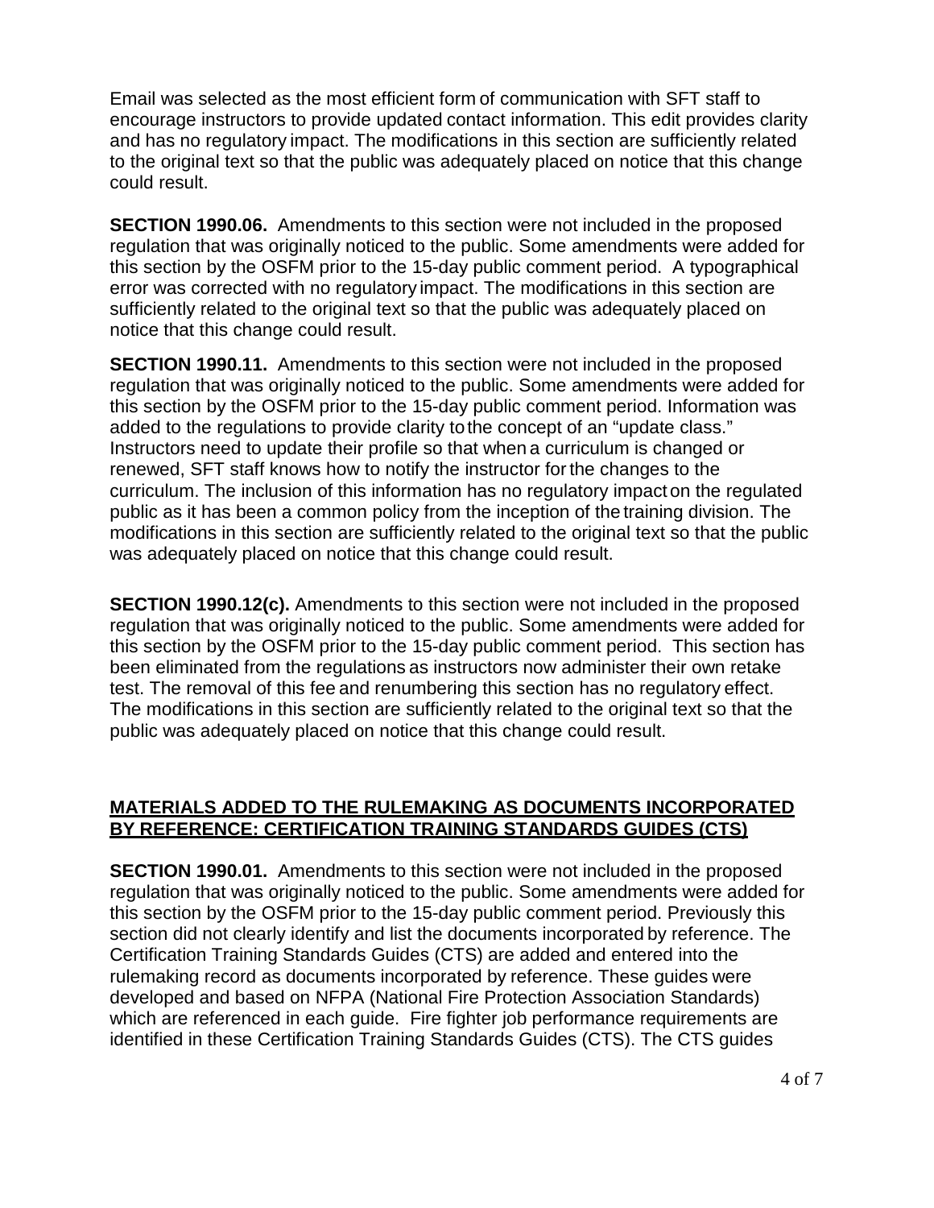Email was selected as the most efficient form of communication with SFT staff to encourage instructors to provide updated contact information. This edit provides clarity and has no regulatory impact. The modifications in this section are sufficiently related to the original text so that the public was adequately placed on notice that this change could result.

**SECTION 1990.06.** Amendments to this section were not included in the proposed regulation that was originally noticed to the public. Some amendments were added for this section by the OSFM prior to the 15-day public comment period. A typographical error was corrected with no regulatory impact. The modifications in this section are sufficiently related to the original text so that the public was adequately placed on notice that this change could result.

**SECTION 1990.11.** Amendments to this section were not included in the proposed regulation that was originally noticed to the public. Some amendments were added for this section by the OSFM prior to the 15-day public comment period. Information was added to the regulations to provide clarity to the concept of an "update class." Instructors need to update their profile so that when a curriculum is changed or renewed, SFT staff knows how to notify the instructor for the changes to the curriculum. The inclusion of this information has no regulatory impact on the regulated public as it has been a common policy from the inception of the training division. The modifications in this section are sufficiently related to the original text so that the public was adequately placed on notice that this change could result.

**SECTION 1990.12(c).** Amendments to this section were not included in the proposed regulation that was originally noticed to the public. Some amendments were added for this section by the OSFM prior to the 15-day public comment period. This section has been eliminated from the regulations as instructors now administer their own retake test. The removal of this fee and renumbering this section has no regulatory effect. The modifications in this section are sufficiently related to the original text so that the public was adequately placed on notice that this change could result.

## MATERIALS ADDED TO THE RULEMAKING AS DOCUMENTS INCORPORATED BY REFERENCE: CERTIFICATION TRAINING STANDARDS GUIDES (CTS)

**SECTION 1990.01.** Amendments to this section were not included in the proposed regulation that was originally noticed to the public. Some amendments were added for this section by the OSFM prior to the 15-day public comment period. Previously this section did not clearly identify and list the documents incorporated by reference. The Certification Training Standards Guides (CTS) are added and entered into the rulemaking record as documents incorporated by reference. These guides were developed and based on NFPA (National Fire Protection Association Standards) which are referenced in each guide. Fire fighter job performance requirements are identified in these Certification Training Standards Guides (CTS). The CTS guides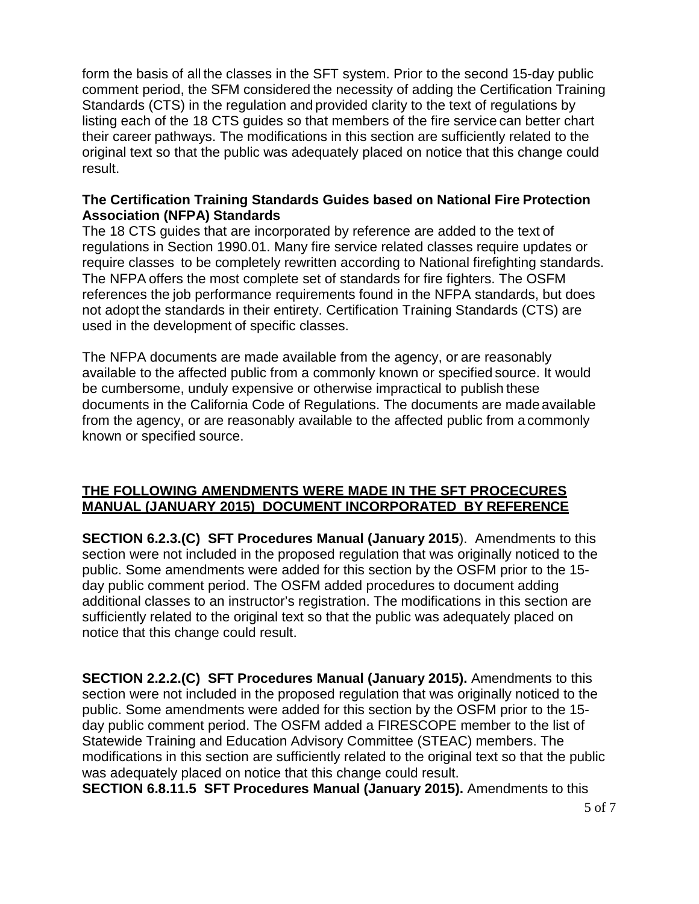form the basis of all the classes in the SFT system. Prior to the second 15-day public comment period, the SFM considered the necessity of adding the Certification Training Standards (CTS) in the regulation and provided clarity to the text of regulations by listing each of the 18 CTS guides so that members of the fire service can better chart their career pathways. The modifications in this section are sufficiently related to the original text so that the public was adequately placed on notice that this change could result.

**The Certification Training Standards Guides based on National Fire Protection Association (NFPA) Standards**

The 18 CTS guides that are incorporated by reference are added to the text of regulations in Section 1990.01. Many fire service related classes require updates or require classes to be completely rewritten according to National firefighting standards. The NFPA offers the most complete set of standards for fire fighters. The OSFM references the job performance requirements found in the NFPA standards, but does not adopt the standards in their entirety. Certification Training Standards (CTS) are used in the development of specific classes.

The NFPA documents are made available from the agency, or are reasonably available to the affected public from a commonly known or specified source. It would be cumbersome, unduly expensive or otherwise impractical to publish these documents in the California Code of Regulations. The documents are made available from the agency, or are reasonably available to the affected public from a commonly known or specified source.

**<u>THE FOLLOWING AMENDMENTS WERE MADE IN THE SFT PROCECURES MANUAL (JANUARY 2015) DOCUMENT INCORPORATED BY REFERENCE</u>**

**SECTION 6.2.3.(C) SFT Procedures Manual (January 2015**). Amendments to this section were not included in the proposed regulation that was originally noticed to the public. Some amendments were added for this section by the OSFM prior to the 15-day public comment period. The OSFM added procedures to document adding additional classes to an instructor's registration. The modifications in this section are sufficiently related to the original text so that the public was adequately placed on notice that this change could result.

**SECTION 2.2.2.(C) SFT Procedures Manual (January 2015).** Amendments to this section were not included in the proposed regulation that was originally noticed to the public. Some amendments were added for this section by the OSFM prior to the 15-day public comment period. The OSFM added a FIRESCOPE member to the list of Statewide Training and Education Advisory Committee (STEAC) members. The modifications in this section are sufficiently related to the original text so that the public was adequately placed on notice that this change could result.

**SECTION 6.8.11.5 SFT Procedures Manual (January 2015).** Amendments to this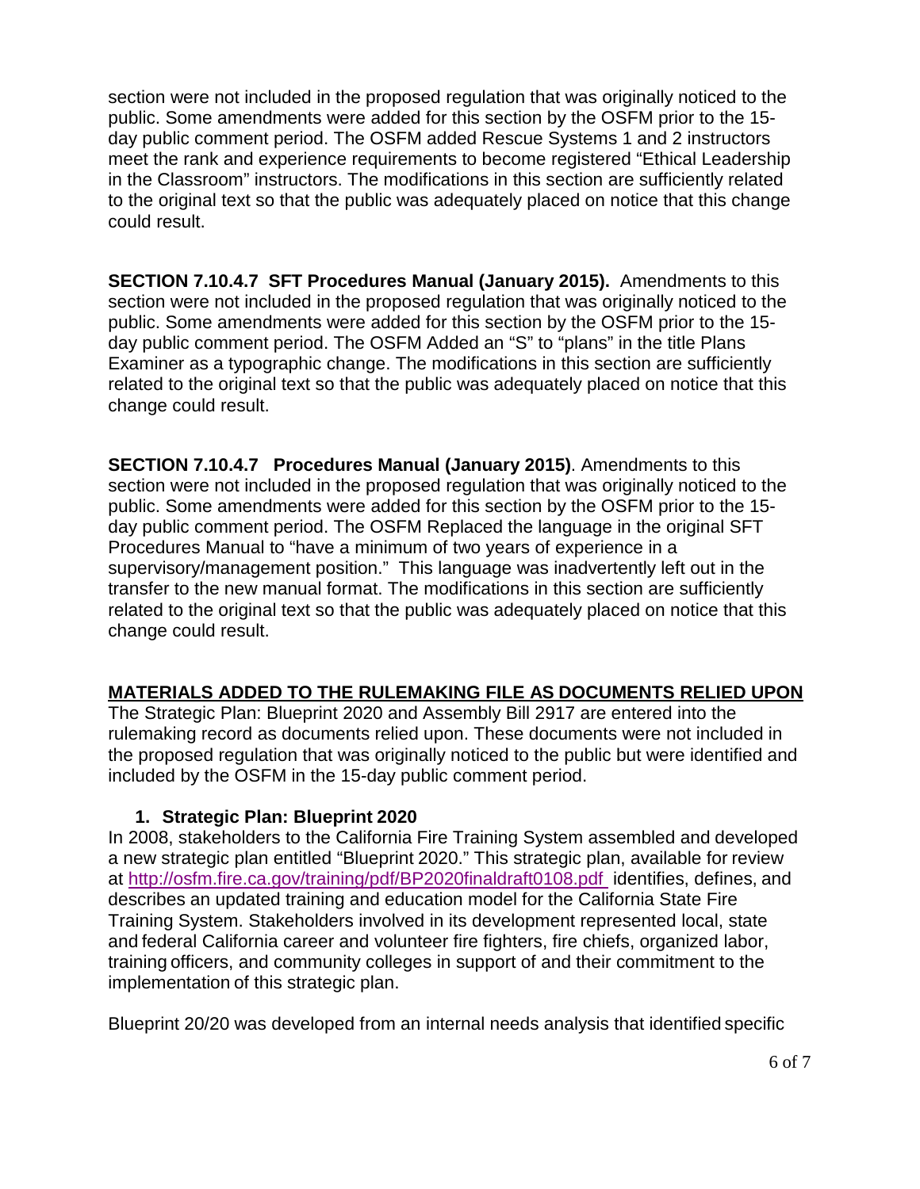section were not included in the proposed regulation that was originally noticed to the public. Some amendments were added for this section by the OSFM prior to the 15-day public comment period. The OSFM added Rescue Systems 1 and 2 instructors meet the rank and experience requirements to become registered "Ethical Leadership in the Classroom" instructors. The modifications in this section are sufficiently related to the original text so that the public was adequately placed on notice that this change could result.

**SECTION 7.10.4.7 SFT Procedures Manual (January 2015).** Amendments to this section were not included in the proposed regulation that was originally noticed to the public. Some amendments were added for this section by the OSFM prior to the 15-day public comment period. The OSFM Added an "S" to "plans" in the title Plans Examiner as a typographic change. The modifications in this section are sufficiently related to the original text so that the public was adequately placed on notice that this change could result.

**SECTION 7.10.4.7 Procedures Manual (January 2015)**. Amendments to this section were not included in the proposed regulation that was originally noticed to the public. Some amendments were added for this section by the OSFM prior to the 15-day public comment period. The OSFM Replaced the language in the original SFT Procedures Manual to "have a minimum of two years of experience in a supervisory/management position." This language was inadvertently left out in the transfer to the new manual format. The modifications in this section are sufficiently related to the original text so that the public was adequately placed on notice that this change could result.

## MATERIALS ADDED TO THE RULEMAKING FILE AS DOCUMENTS RELIED UPON

The Strategic Plan: Blueprint 2020 and Assembly Bill 2917 are entered into the rulemaking record as documents relied upon. These documents were not included in the proposed regulation that was originally noticed to the public but were identified and included by the OSFM in the 15-day public comment period.

### 1. Strategic Plan: Blueprint 2020

In 2008, stakeholders to the California Fire Training System assembled and developed a new strategic plan entitled "Blueprint 2020." This strategic plan, available for review at http://osfm.fire.ca.gov/training/pdf/BP2020finaldraft0108.pdf identifies, defines, and describes an updated training and education model for the California State Fire Training System. Stakeholders involved in its development represented local, state and federal California career and volunteer fire fighters, fire chiefs, organized labor, training officers, and community colleges in support of and their commitment to the implementation of this strategic plan.

Blueprint 20/20 was developed from an internal needs analysis that identified specific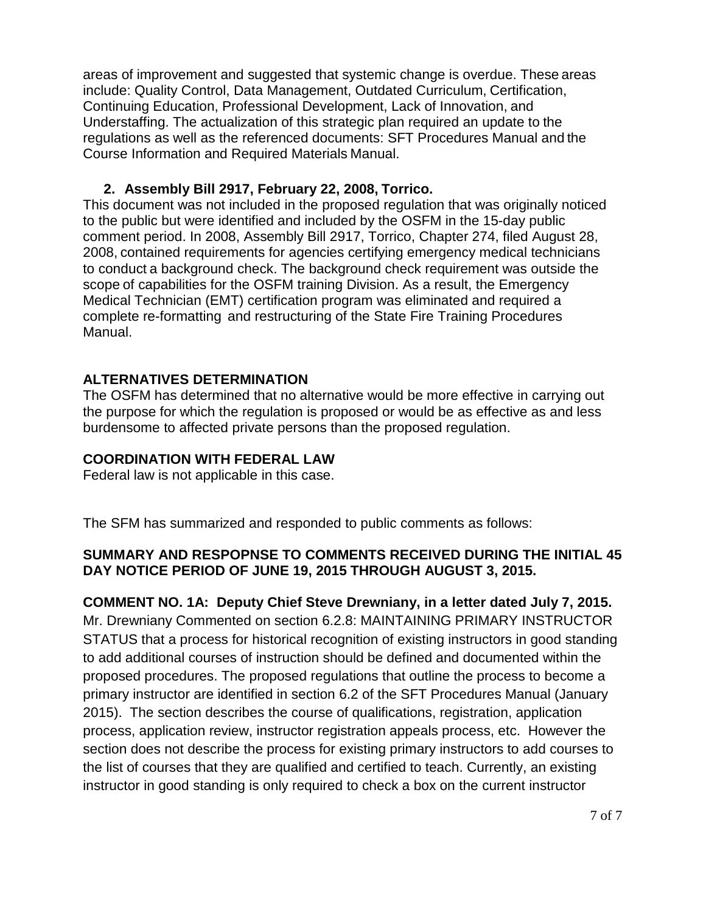areas of improvement and suggested that systemic change is overdue. These areas include: Quality Control, Data Management, Outdated Curriculum, Certification, Continuing Education, Professional Development, Lack of Innovation, and Understaffing. The actualization of this strategic plan required an update to the regulations as well as the referenced documents: SFT Procedures Manual and the Course Information and Required Materials Manual.

2. **Assembly Bill 2917, February 22, 2008, Torrico.**

This document was not included in the proposed regulation that was originally noticed to the public but were identified and included by the OSFM in the 15-day public comment period. In 2008, Assembly Bill 2917, Torrico, Chapter 274, filed August 28, 2008, contained requirements for agencies certifying emergency medical technicians to conduct a background check. The background check requirement was outside the scope of capabilities for the OSFM training Division. As a result, the Emergency Medical Technician (EMT) certification program was eliminated and required a complete re-formatting and restructuring of the State Fire Training Procedures Manual.

## ALTERNATIVES DETERMINATION

The OSFM has determined that no alternative would be more effective in carrying out the purpose for which the regulation is proposed or would be as effective as and less burdensome to affected private persons than the proposed regulation.

## COORDINATION WITH FEDERAL LAW

Federal law is not applicable in this case.

The SFM has summarized and responded to public comments as follows:

## SUMMARY AND RESPOPNSE TO COMMENTS RECEIVED DURING THE INITIAL 45 DAY NOTICE PERIOD OF JUNE 19, 2015 THROUGH AUGUST 3, 2015.

**COMMENT NO. 1A: Deputy Chief Steve Drewniany, in a letter dated July 7, 2015.**
Mr. Drewniany Commented on section 6.2.8: MAINTAINING PRIMARY INSTRUCTOR STATUS that a process for historical recognition of existing instructors in good standing to add additional courses of instruction should be defined and documented within the proposed procedures. The proposed regulations that outline the process to become a primary instructor are identified in section 6.2 of the SFT Procedures Manual (January 2015). The section describes the course of qualifications, registration, application process, application review, instructor registration appeals process, etc. However the section does not describe the process for existing primary instructors to add courses to the list of courses that they are qualified and certified to teach. Currently, an existing instructor in good standing is only required to check a box on the current instructor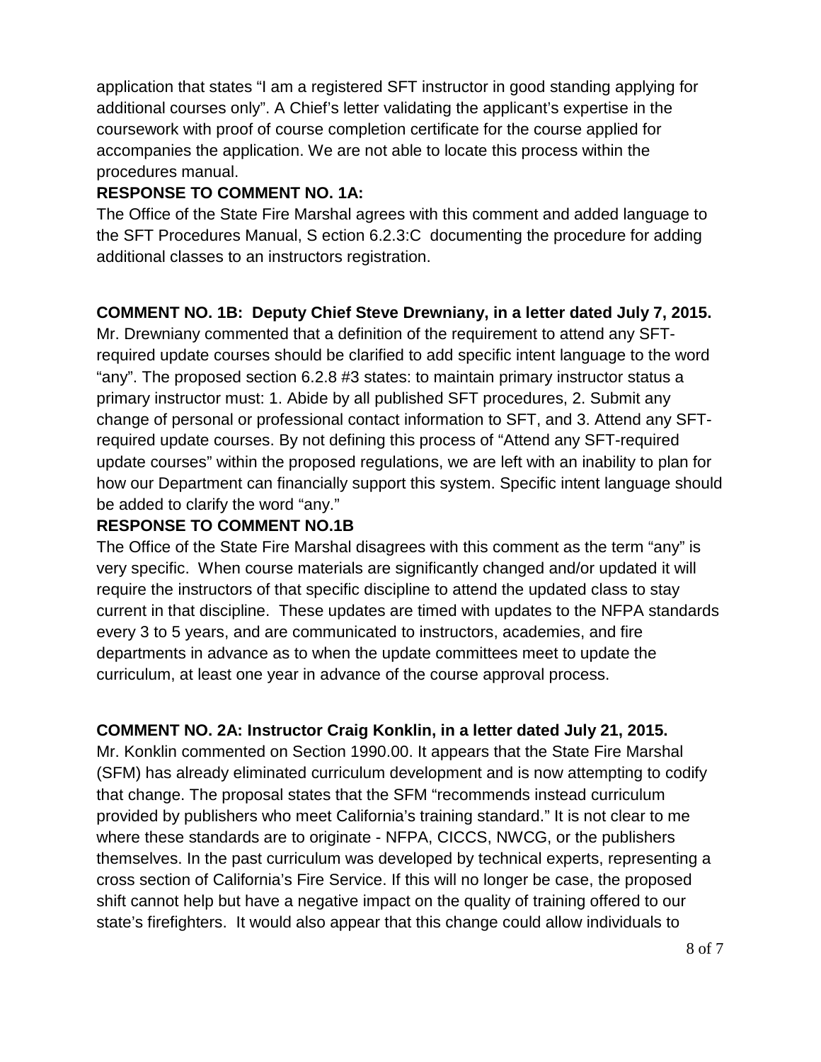application that states "I am a registered SFT instructor in good standing applying for additional courses only". A Chief's letter validating the applicant's expertise in the coursework with proof of course completion certificate for the course applied for accompanies the application. We are not able to locate this process within the procedures manual.

**RESPONSE TO COMMENT NO. 1A:**

The Office of the State Fire Marshal agrees with this comment and added language to the SFT Procedures Manual, S ection 6.2.3:C documenting the procedure for adding additional classes to an instructors registration.

**COMMENT NO. 1B: Deputy Chief Steve Drewniany, in a letter dated July 7, 2015.**

Mr. Drewniany commented that a definition of the requirement to attend any SFT-required update courses should be clarified to add specific intent language to the word "any". The proposed section 6.2.8 #3 states: to maintain primary instructor status a primary instructor must: 1. Abide by all published SFT procedures, 2. Submit any change of personal or professional contact information to SFT, and 3. Attend any SFT-required update courses. By not defining this process of "Attend any SFT-required update courses" within the proposed regulations, we are left with an inability to plan for how our Department can financially support this system. Specific intent language should be added to clarify the word "any."

**RESPONSE TO COMMENT NO.1B**

The Office of the State Fire Marshal disagrees with this comment as the term "any" is very specific. When course materials are significantly changed and/or updated it will require the instructors of that specific discipline to attend the updated class to stay current in that discipline. These updates are timed with updates to the NFPA standards every 3 to 5 years, and are communicated to instructors, academies, and fire departments in advance as to when the update committees meet to update the curriculum, at least one year in advance of the course approval process.

**COMMENT NO. 2A: Instructor Craig Konklin, in a letter dated July 21, 2015.**

Mr. Konklin commented on Section 1990.00. It appears that the State Fire Marshal (SFM) has already eliminated curriculum development and is now attempting to codify that change. The proposal states that the SFM "recommends instead curriculum provided by publishers who meet California's training standard." It is not clear to me where these standards are to originate - NFPA, CICCS, NWCG, or the publishers themselves. In the past curriculum was developed by technical experts, representing a cross section of California's Fire Service. If this will no longer be case, the proposed shift cannot help but have a negative impact on the quality of training offered to our state's firefighters. It would also appear that this change could allow individuals to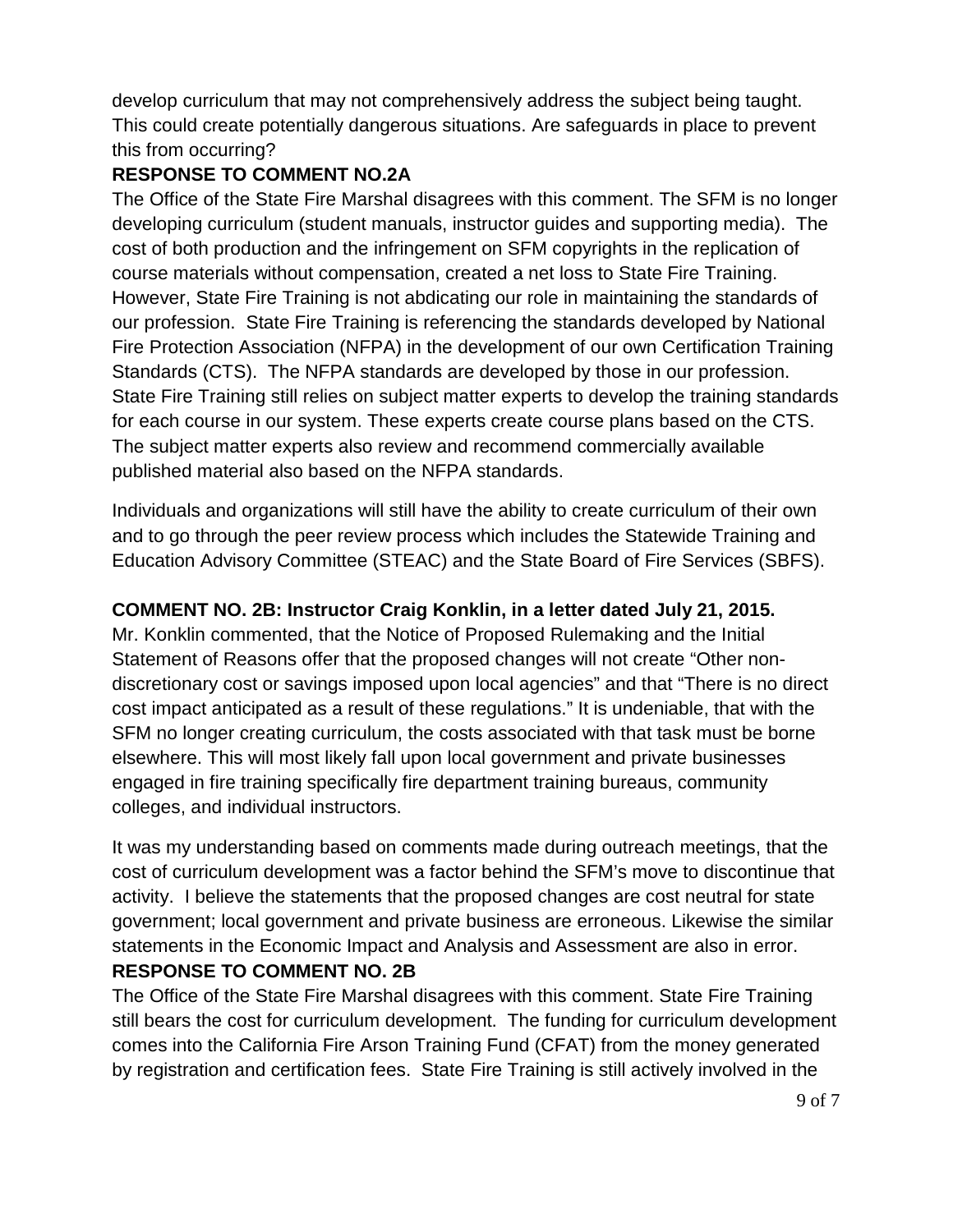develop curriculum that may not comprehensively address the subject being taught. This could create potentially dangerous situations. Are safeguards in place to prevent this from occurring?

**RESPONSE TO COMMENT NO.2A**

The Office of the State Fire Marshal disagrees with this comment. The SFM is no longer developing curriculum (student manuals, instructor guides and supporting media). The cost of both production and the infringement on SFM copyrights in the replication of course materials without compensation, created a net loss to State Fire Training. However, State Fire Training is not abdicating our role in maintaining the standards of our profession. State Fire Training is referencing the standards developed by National Fire Protection Association (NFPA) in the development of our own Certification Training Standards (CTS). The NFPA standards are developed by those in our profession. State Fire Training still relies on subject matter experts to develop the training standards for each course in our system. These experts create course plans based on the CTS. The subject matter experts also review and recommend commercially available published material also based on the NFPA standards.

Individuals and organizations will still have the ability to create curriculum of their own and to go through the peer review process which includes the Statewide Training and Education Advisory Committee (STEAC) and the State Board of Fire Services (SBFS).

**COMMENT NO. 2B: Instructor Craig Konklin, in a letter dated July 21, 2015.**

Mr. Konklin commented, that the Notice of Proposed Rulemaking and the Initial Statement of Reasons offer that the proposed changes will not create "Other non-discretionary cost or savings imposed upon local agencies" and that "There is no direct cost impact anticipated as a result of these regulations." It is undeniable, that with the SFM no longer creating curriculum, the costs associated with that task must be borne elsewhere. This will most likely fall upon local government and private businesses engaged in fire training specifically fire department training bureaus, community colleges, and individual instructors.

It was my understanding based on comments made during outreach meetings, that the cost of curriculum development was a factor behind the SFM's move to discontinue that activity. I believe the statements that the proposed changes are cost neutral for state government; local government and private business are erroneous. Likewise the similar statements in the Economic Impact and Analysis and Assessment are also in error.

**RESPONSE TO COMMENT NO. 2B**

The Office of the State Fire Marshal disagrees with this comment. State Fire Training still bears the cost for curriculum development. The funding for curriculum development comes into the California Fire Arson Training Fund (CFAT) from the money generated by registration and certification fees. State Fire Training is still actively involved in the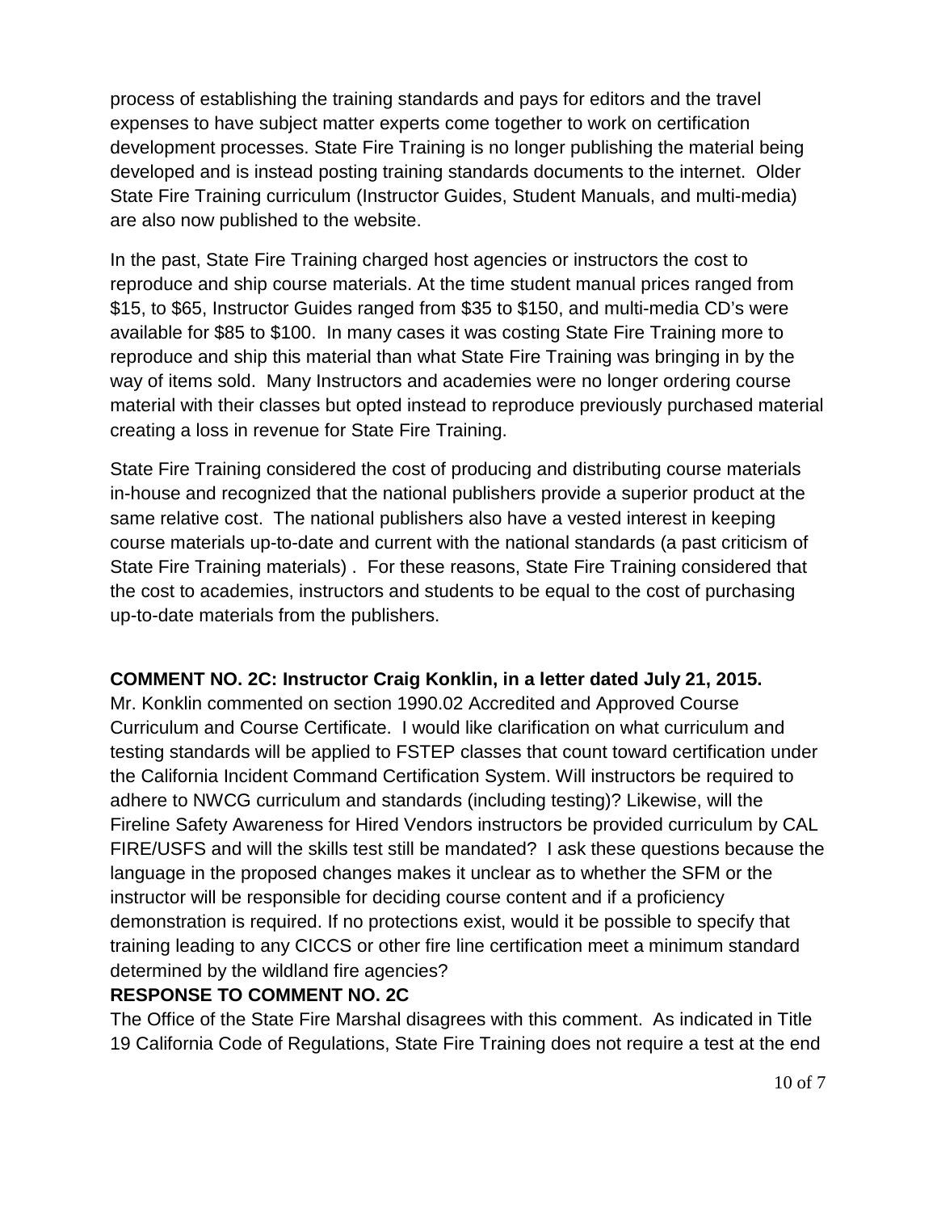process of establishing the training standards and pays for editors and the travel expenses to have subject matter experts come together to work on certification development processes. State Fire Training is no longer publishing the material being developed and is instead posting training standards documents to the internet. Older State Fire Training curriculum (Instructor Guides, Student Manuals, and multi-media) are also now published to the website.

In the past, State Fire Training charged host agencies or instructors the cost to reproduce and ship course materials. At the time student manual prices ranged from $15, to $65, Instructor Guides ranged from $35 to $150, and multi-media CD's were available for $85 to $100. In many cases it was costing State Fire Training more to reproduce and ship this material than what State Fire Training was bringing in by the way of items sold. Many Instructors and academies were no longer ordering course material with their classes but opted instead to reproduce previously purchased material creating a loss in revenue for State Fire Training.

State Fire Training considered the cost of producing and distributing course materials in-house and recognized that the national publishers provide a superior product at the same relative cost. The national publishers also have a vested interest in keeping course materials up-to-date and current with the national standards (a past criticism of State Fire Training materials) . For these reasons, State Fire Training considered that the cost to academies, instructors and students to be equal to the cost of purchasing up-to-date materials from the publishers.

**COMMENT NO. 2C: Instructor Craig Konklin, in a letter dated July 21, 2015.**

Mr. Konklin commented on section 1990.02 Accredited and Approved Course Curriculum and Course Certificate. I would like clarification on what curriculum and testing standards will be applied to FSTEP classes that count toward certification under the California Incident Command Certification System. Will instructors be required to adhere to NWCG curriculum and standards (including testing)? Likewise, will the Fireline Safety Awareness for Hired Vendors instructors be provided curriculum by CAL FIRE/USFS and will the skills test still be mandated? I ask these questions because the language in the proposed changes makes it unclear as to whether the SFM or the instructor will be responsible for deciding course content and if a proficiency demonstration is required. If no protections exist, would it be possible to specify that training leading to any CICCS or other fire line certification meet a minimum standard determined by the wildland fire agencies?

**RESPONSE TO COMMENT NO. 2C**

The Office of the State Fire Marshal disagrees with this comment. As indicated in Title 19 California Code of Regulations, State Fire Training does not require a test at the end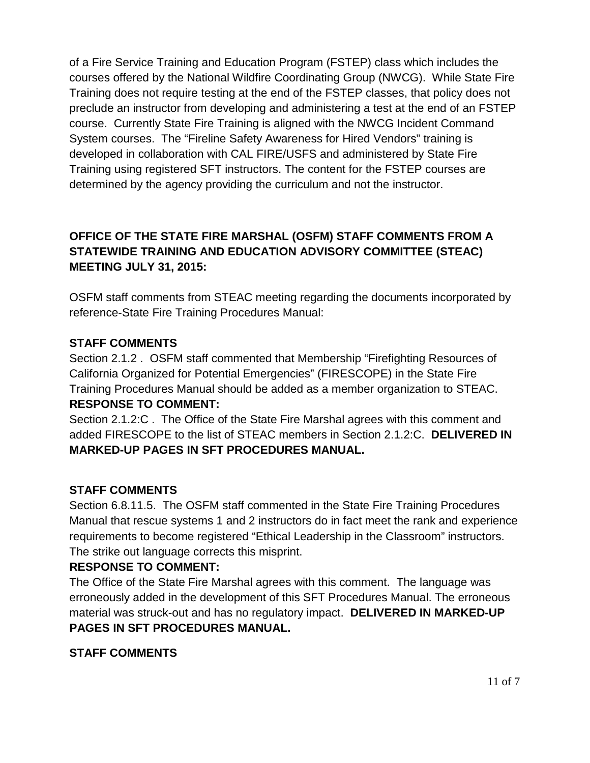of a Fire Service Training and Education Program (FSTEP) class which includes the courses offered by the National Wildfire Coordinating Group (NWCG). While State Fire Training does not require testing at the end of the FSTEP classes, that policy does not preclude an instructor from developing and administering a test at the end of an FSTEP course. Currently State Fire Training is aligned with the NWCG Incident Command System courses. The "Fireline Safety Awareness for Hired Vendors" training is developed in collaboration with CAL FIRE/USFS and administered by State Fire Training using registered SFT instructors. The content for the FSTEP courses are determined by the agency providing the curriculum and not the instructor.

## OFFICE OF THE STATE FIRE MARSHAL (OSFM) STAFF COMMENTS FROM A STATEWIDE TRAINING AND EDUCATION ADVISORY COMMITTEE (STEAC) MEETING JULY 31, 2015:

OSFM staff comments from STEAC meeting regarding the documents incorporated by reference-State Fire Training Procedures Manual:

**STAFF COMMENTS**

Section 2.1.2 . OSFM staff commented that Membership "Firefighting Resources of California Organized for Potential Emergencies" (FIRESCOPE) in the State Fire Training Procedures Manual should be added as a member organization to STEAC.

**RESPONSE TO COMMENT:**

Section 2.1.2:C . The Office of the State Fire Marshal agrees with this comment and added FIRESCOPE to the list of STEAC members in Section 2.1.2:C. **DELIVERED IN MARKED-UP PAGES IN SFT PROCEDURES MANUAL.**

**STAFF COMMENTS**

Section 6.8.11.5. The OSFM staff commented in the State Fire Training Procedures Manual that rescue systems 1 and 2 instructors do in fact meet the rank and experience requirements to become registered "Ethical Leadership in the Classroom" instructors. The strike out language corrects this misprint.

**RESPONSE TO COMMENT:**

The Office of the State Fire Marshal agrees with this comment. The language was erroneously added in the development of this SFT Procedures Manual. The erroneous material was struck-out and has no regulatory impact. **DELIVERED IN MARKED-UP PAGES IN SFT PROCEDURES MANUAL.**

**STAFF COMMENTS**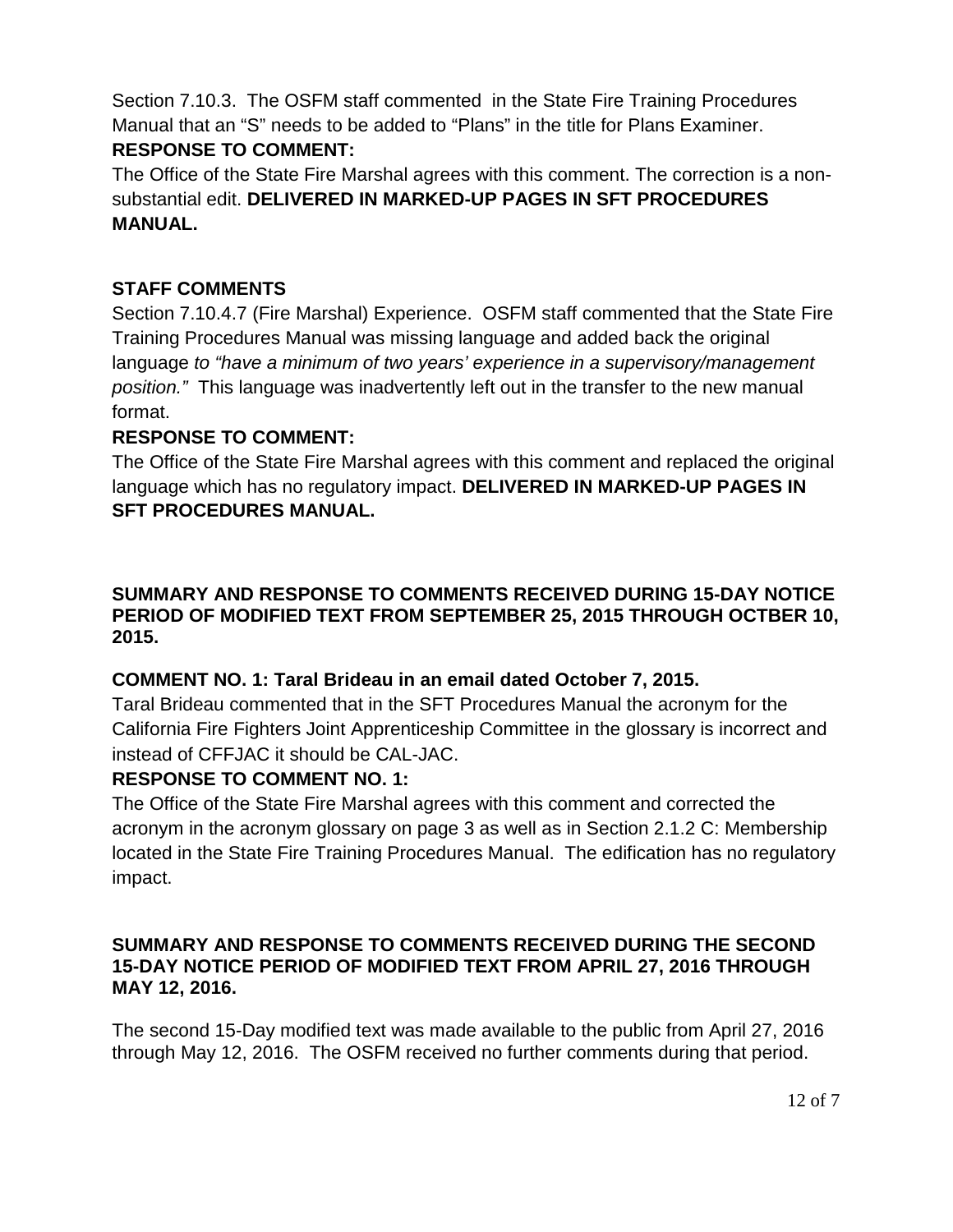Section 7.10.3. The OSFM staff commented in the State Fire Training Procedures Manual that an "S" needs to be added to "Plans" in the title for Plans Examiner.

**RESPONSE TO COMMENT:**

The Office of the State Fire Marshal agrees with this comment. The correction is a non-substantial edit. **DELIVERED IN MARKED-UP PAGES IN SFT PROCEDURES MANUAL.**

**STAFF COMMENTS**

Section 7.10.4.7 (Fire Marshal) Experience. OSFM staff commented that the State Fire Training Procedures Manual was missing language and added back the original language *to "have a minimum of two years' experience in a supervisory/management position."* This language was inadvertently left out in the transfer to the new manual format.

**RESPONSE TO COMMENT:**

The Office of the State Fire Marshal agrees with this comment and replaced the original language which has no regulatory impact. **DELIVERED IN MARKED-UP PAGES IN SFT PROCEDURES MANUAL.**

**SUMMARY AND RESPONSE TO COMMENTS RECEIVED DURING 15-DAY NOTICE PERIOD OF MODIFIED TEXT FROM SEPTEMBER 25, 2015 THROUGH OCTBER 10, 2015.**

**COMMENT NO. 1: Taral Brideau in an email dated October 7, 2015.**

Taral Brideau commented that in the SFT Procedures Manual the acronym for the California Fire Fighters Joint Apprenticeship Committee in the glossary is incorrect and instead of CFFJAC it should be CAL-JAC.

**RESPONSE TO COMMENT NO. 1:**

The Office of the State Fire Marshal agrees with this comment and corrected the acronym in the acronym glossary on page 3 as well as in Section 2.1.2 C: Membership located in the State Fire Training Procedures Manual. The edification has no regulatory impact.

**SUMMARY AND RESPONSE TO COMMENTS RECEIVED DURING THE SECOND 15-DAY NOTICE PERIOD OF MODIFIED TEXT FROM APRIL 27, 2016 THROUGH MAY 12, 2016.**

The second 15-Day modified text was made available to the public from April 27, 2016 through May 12, 2016. The OSFM received no further comments during that period.